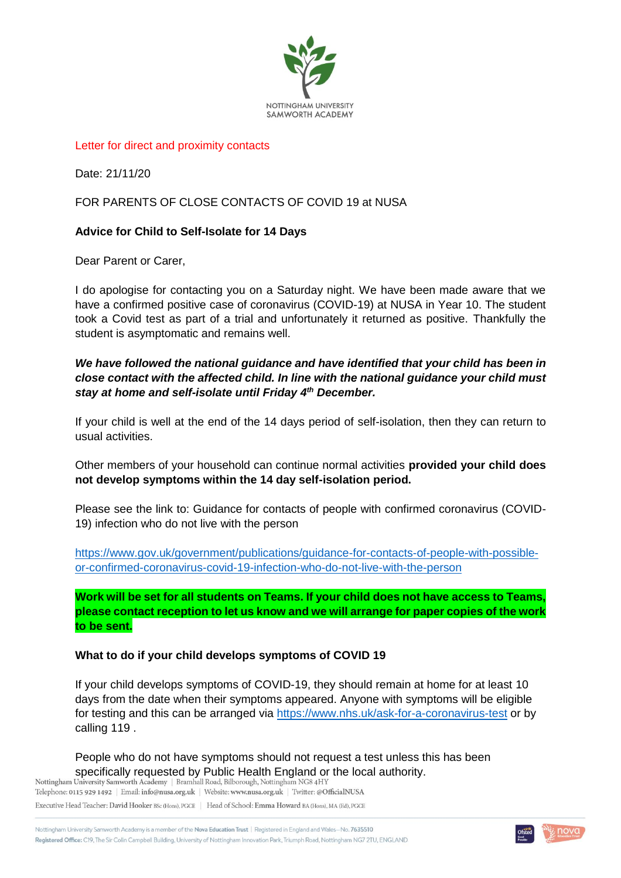NOTTINGHAM UNIVERSITY SAMWORTH ACADEMY

Letter for direct and proximity contacts

Date: 21/11/20

FOR PARENTS OF CLOSE CONTACTS OF COVID 19 at NUSA

**Advice for Child to Self-Isolate for 14 Days**

Dear Parent or Carer,

I do apologise for contacting you on a Saturday night. We have been made aware that we have a confirmed positive case of coronavirus (COVID-19) at NUSA in Year 10. The student took a Covid test as part of a trial and unfortunately it returned as positive. Thankfully the student is asymptomatic and remains well.

***We have followed the national guidance and have identified that your child has been in close contact with the affected child. In line with the national guidance your child must stay at home and self-isolate until Friday 4th December.***

If your child is well at the end of the 14 days period of self-isolation, then they can return to usual activities.

Other members of your household can continue normal activities **provided your child does not develop symptoms within the 14 day self-isolation period.**

Please see the link to: Guidance for contacts of people with confirmed coronavirus (COVID-19) infection who do not live with the person

https://www.gov.uk/government/publications/guidance-for-contacts-of-people-with-possible-or-confirmed-coronavirus-covid-19-infection-who-do-not-live-with-the-person

**Work will be set for all students on Teams. If your child does not have access to Teams, please contact reception to let us know and we will arrange for paper copies of the work to be sent.**

**What to do if your child develops symptoms of COVID 19**

If your child develops symptoms of COVID-19, they should remain at home for at least 10 days from the date when their symptoms appeared. Anyone with symptoms will be eligible for testing and this can be arranged via https://www.nhs.uk/ask-for-a-coronavirus-test or by calling 119 .

People who do not have symptoms should not request a test unless this has been specifically requested by Public Health England or the local authority.

Nottingham University Samworth Academy | Bramhall Road, Bilborough, Nottingham NG8 4HY
Telephone: 0115 929 1492 | Email: info@nusa.org.uk | Website: www.nusa.org.uk | Twitter: @OfficialNUSA
Executive Head Teacher: David Hooker BSc (Hons), PGCE | Head of School: Emma Howard BA (Hons), MA (Ed), PGCE

Nottingham University Samworth Academy is a member of the Nova Education Trust | Registered in England and Wales—No. 7635510
Registered Office: C19, The Sir Colin Campbell Building, University of Nottingham Innovation Park, Triumph Road, Nottingham NG7 2TU, ENGLAND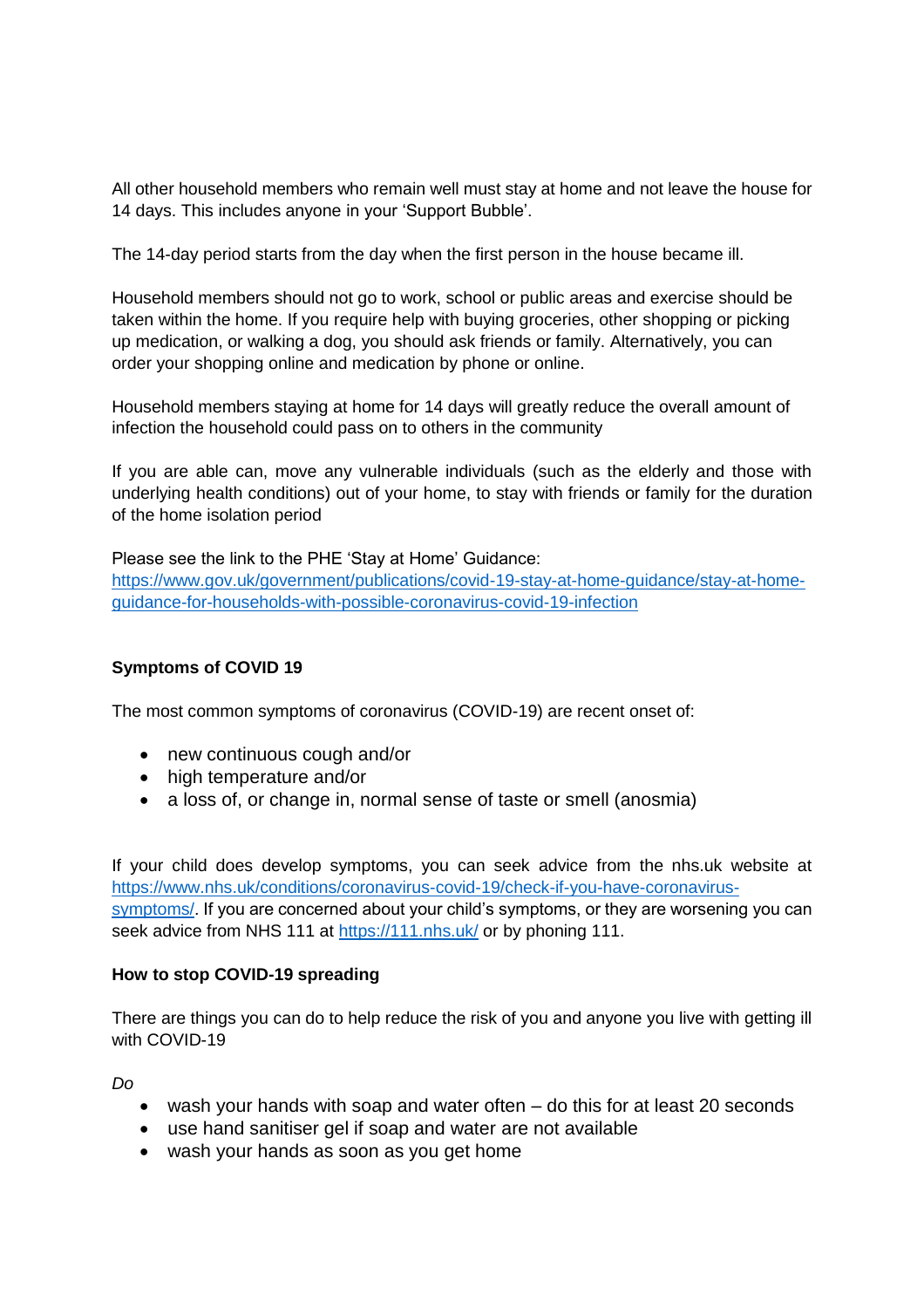All other household members who remain well must stay at home and not leave the house for 14 days. This includes anyone in your 'Support Bubble'.

The 14-day period starts from the day when the first person in the house became ill.

Household members should not go to work, school or public areas and exercise should be taken within the home. If you require help with buying groceries, other shopping or picking up medication, or walking a dog, you should ask friends or family. Alternatively, you can order your shopping online and medication by phone or online.

Household members staying at home for 14 days will greatly reduce the overall amount of infection the household could pass on to others in the community

If you are able can, move any vulnerable individuals (such as the elderly and those with underlying health conditions) out of your home, to stay with friends or family for the duration of the home isolation period

Please see the link to the PHE 'Stay at Home' Guidance:
https://www.gov.uk/government/publications/covid-19-stay-at-home-guidance/stay-at-home-guidance-for-households-with-possible-coronavirus-covid-19-infection

**Symptoms of COVID 19**

The most common symptoms of coronavirus (COVID-19) are recent onset of:

- new continuous cough and/or
- high temperature and/or
- a loss of, or change in, normal sense of taste or smell (anosmia)

If your child does develop symptoms, you can seek advice from the nhs.uk website at https://www.nhs.uk/conditions/coronavirus-covid-19/check-if-you-have-coronavirus-symptoms/. If you are concerned about your child's symptoms, or they are worsening you can seek advice from NHS 111 at https://111.nhs.uk/ or by phoning 111.

**How to stop COVID-19 spreading**

There are things you can do to help reduce the risk of you and anyone you live with getting ill with COVID-19

*Do*

- wash your hands with soap and water often – do this for at least 20 seconds
- use hand sanitiser gel if soap and water are not available
- wash your hands as soon as you get home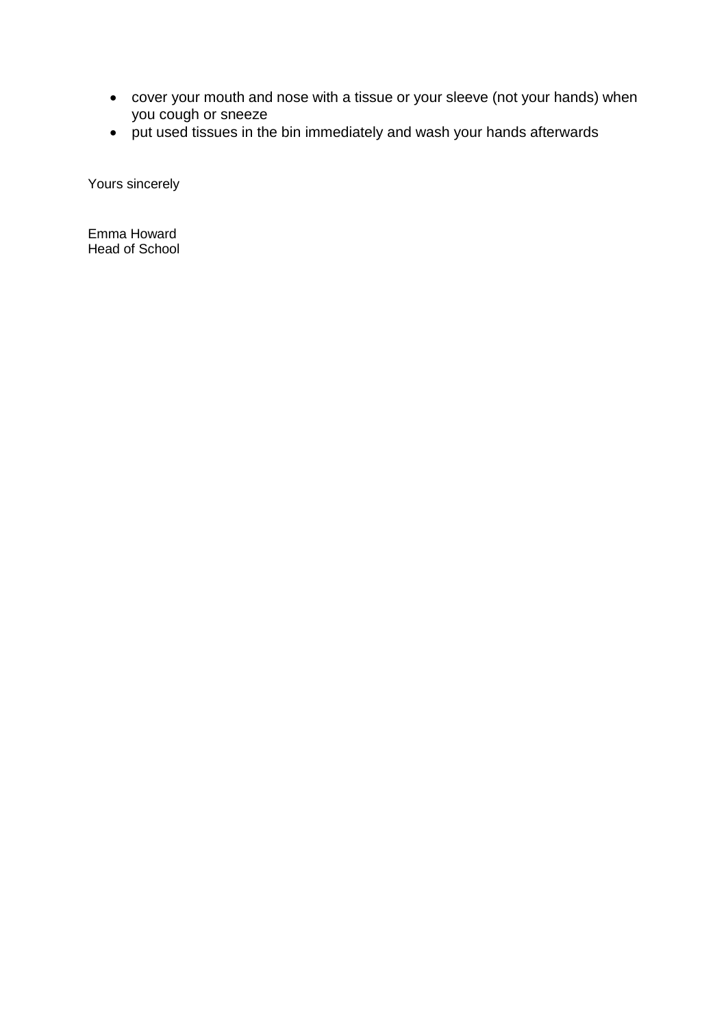- cover your mouth and nose with a tissue or your sleeve (not your hands) when you cough or sneeze
- put used tissues in the bin immediately and wash your hands afterwards

Yours sincerely

Emma Howard
Head of School